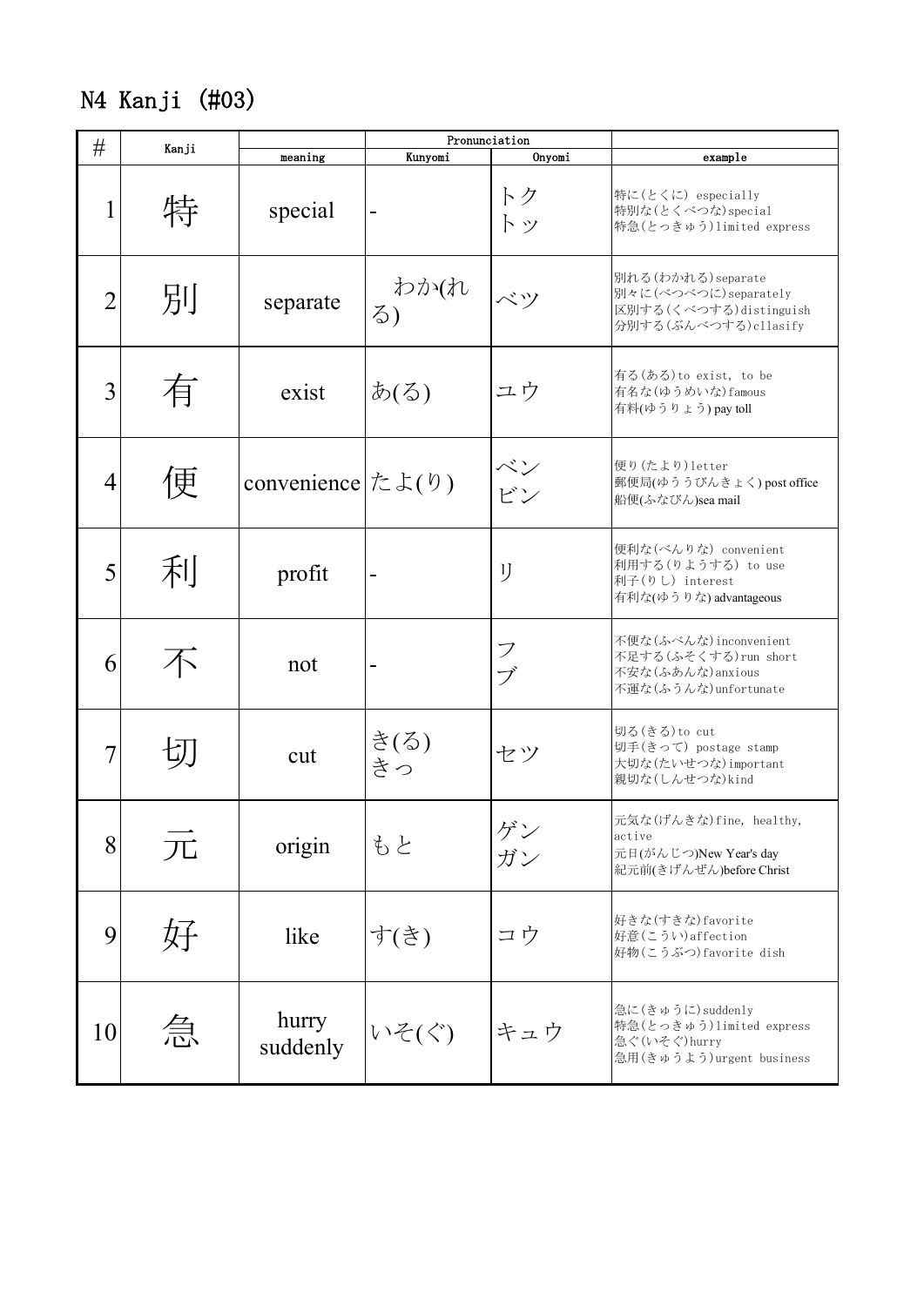# N4 Kanji (#03)

| # | Kanji | meaning | Pronunciation | | example |
|---|---|---|---|---|---|
| | | | Kunyomi | Onyomi | |
| 1 | 特 | special | - | トク<br>トッ | 特に(とくに) especially<br>特別な(とくべつな)special<br>特急(とっきゅう)limited express |
| 2 | 別 | separate | わか(れる) | ベツ | 別れる(わかれる)separate<br>別々に(べつべつに)separately<br>区別する(くべつする)distinguish<br>分別する(ぶんべつする)cllasify |
| 3 | 有 | exist | あ(る) | ユウ | 有る(ある)to exist, to be<br>有名な(ゆうめいな)famous<br>有料(ゆうりょう) pay toll |
| 4 | 便 | convenience | たよ(り) | ベン<br>ビン | 便り(たより)letter<br>郵便局(ゆうびんきょく) post office<br>船便(ふなびん)sea mail |
| 5 | 利 | profit | - | リ | 便利な(べんりな) convenient<br>利用する(りようする) to use<br>利子(りし) interest<br>有利な(ゆうりな) advantageous |
| 6 | 不 | not | - | フ<br>ブ | 不便な(ふべんな)inconvenient<br>不足する(ふそくする)run short<br>不安な(ふあんな)anxious<br>不運な(ふうんな)unfortunate |
| 7 | 切 | cut | き(る)<br>きっ | セツ | 切る(きる)to cut<br>切手(きって) postage stamp<br>大切な(たいせつな)important<br>親切な(しんせつな)kind |
| 8 | 元 | origin | もと | ゲン<br>ガン | 元気な(げんきな)fine, healthy, active<br>元日(がんじつ)New Year's day<br>紀元前(きげんぜん)before Christ |
| 9 | 好 | like | す(き) | コウ | 好きな(すきな)favorite<br>好意(こうい)affection<br>好物(こうぶつ)favorite dish |
| 10 | 急 | hurry<br>suddenly | いそ(ぐ) | キュウ | 急に(きゅうに)suddenly<br>特急(とっきゅう)limited express<br>急ぐ(いそぐ)hurry<br>急用(きゅうよう)urgent business |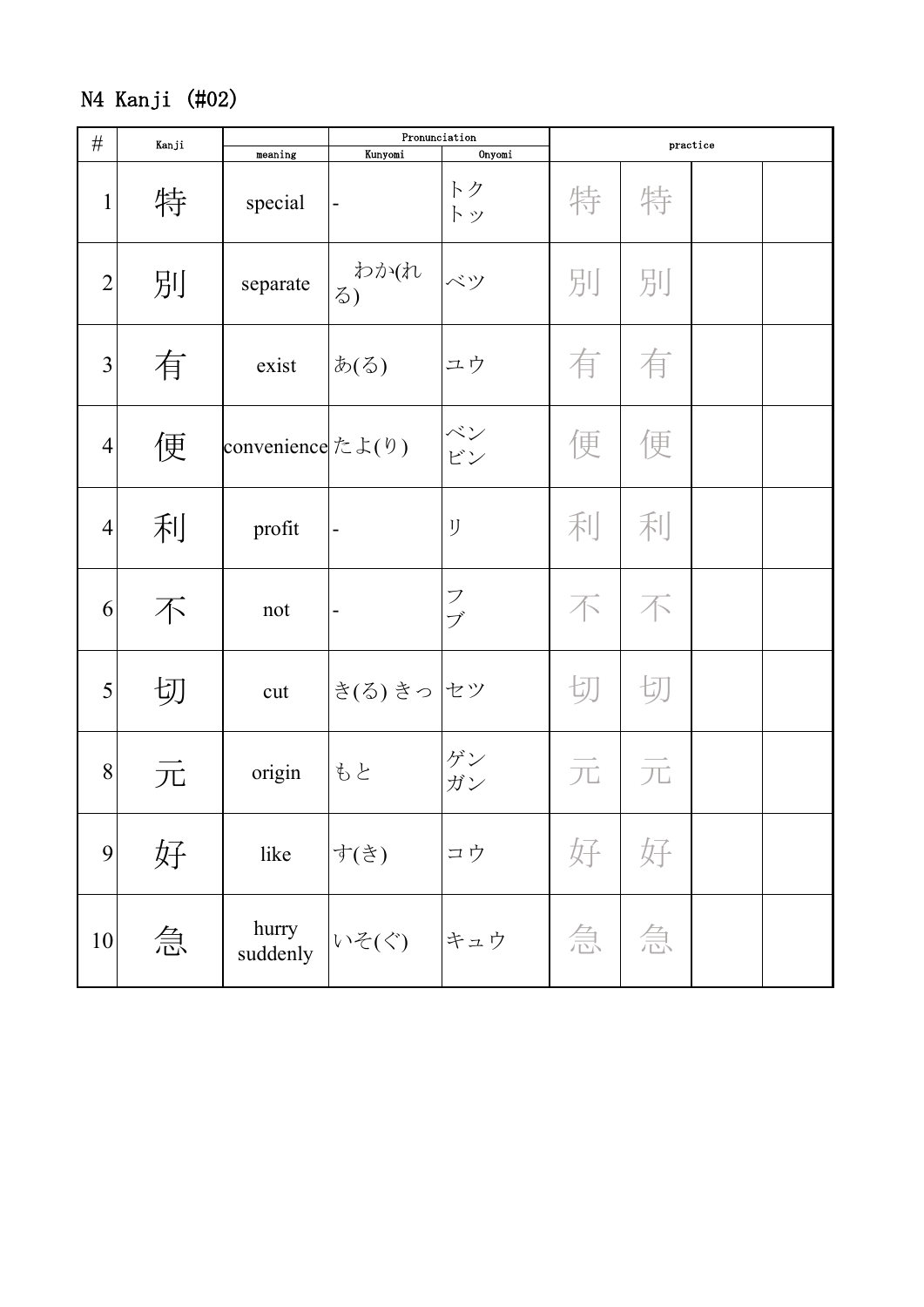# N4 Kanji (#02)

| # | Kanji | | Pronunciation | | practice | | | |
|---|---|---|---|---|---|---|---|---|
| | | meaning | Kunyomi | Onyomi | | | | |
| 1 | 特 | special | - | トク<br>トッ | 特 | 特 | | |
| 2 | 別 | separate | わか(れる) | ベツ | 別 | 別 | | |
| 3 | 有 | exist | あ(る) | ユウ | 有 | 有 | | |
| 4 | 便 | convenience | たよ(り) | ベン<br>ビン | 便 | 便 | | |
| 4 | 利 | profit | - | リ | 利 | 利 | | |
| 6 | 不 | not | - | フ<br>ブ | 不 | 不 | | |
| 5 | 切 | cut | き(る) きっ | セツ | 切 | 切 | | |
| 8 | 元 | origin | もと | ゲン<br>ガン | 元 | 元 | | |
| 9 | 好 | like | す(き) | コウ | 好 | 好 | | |
| 10 | 急 | hurry<br>suddenly | いそ(ぐ) | キュウ | 急 | 急 | | |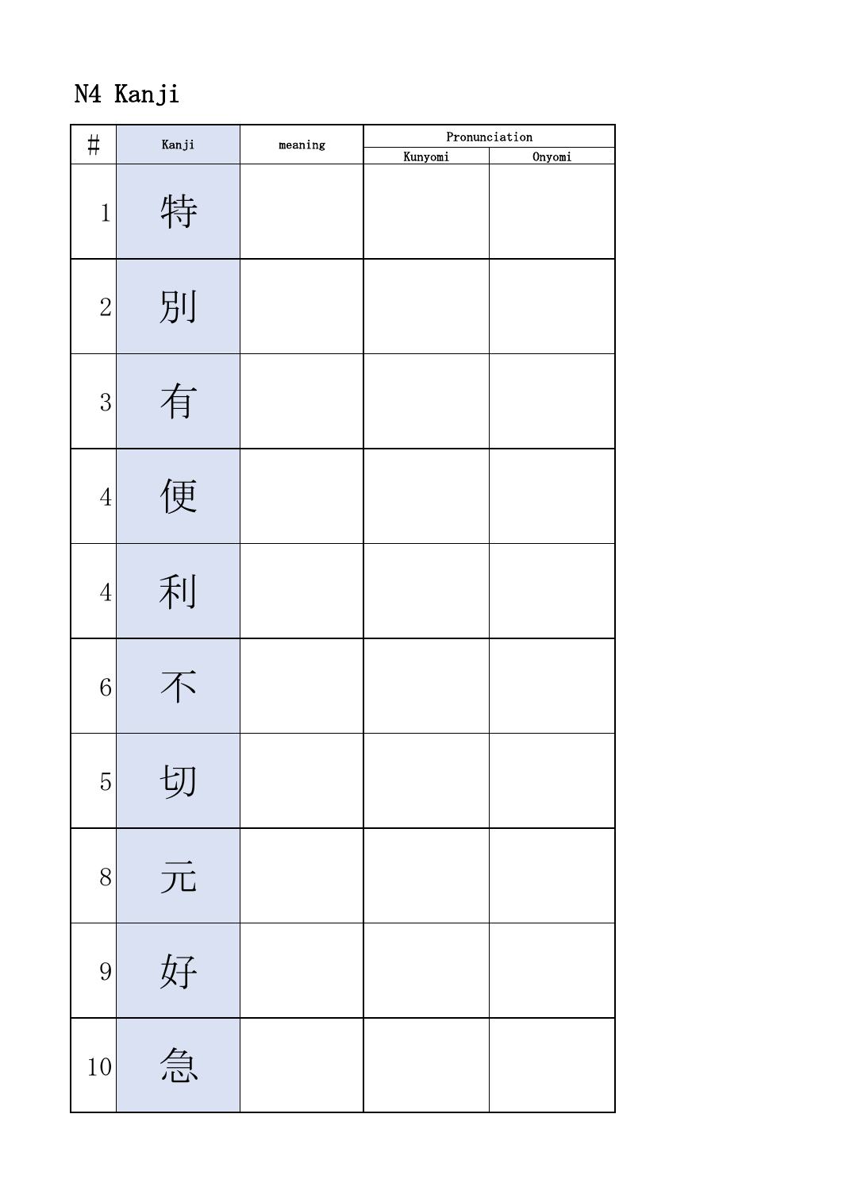# N4 Kanji

| # | Kanji | meaning | Pronunciation | |
|---|---|---|---|---|
| | | | Kunyomi | Onyomi |
| 1 | 特 | | | |
| 2 | 別 | | | |
| 3 | 有 | | | |
| 4 | 便 | | | |
| 4 | 利 | | | |
| 6 | 不 | | | |
| 5 | 切 | | | |
| 8 | 元 | | | |
| 9 | 好 | | | |
| 10 | 急 | | | |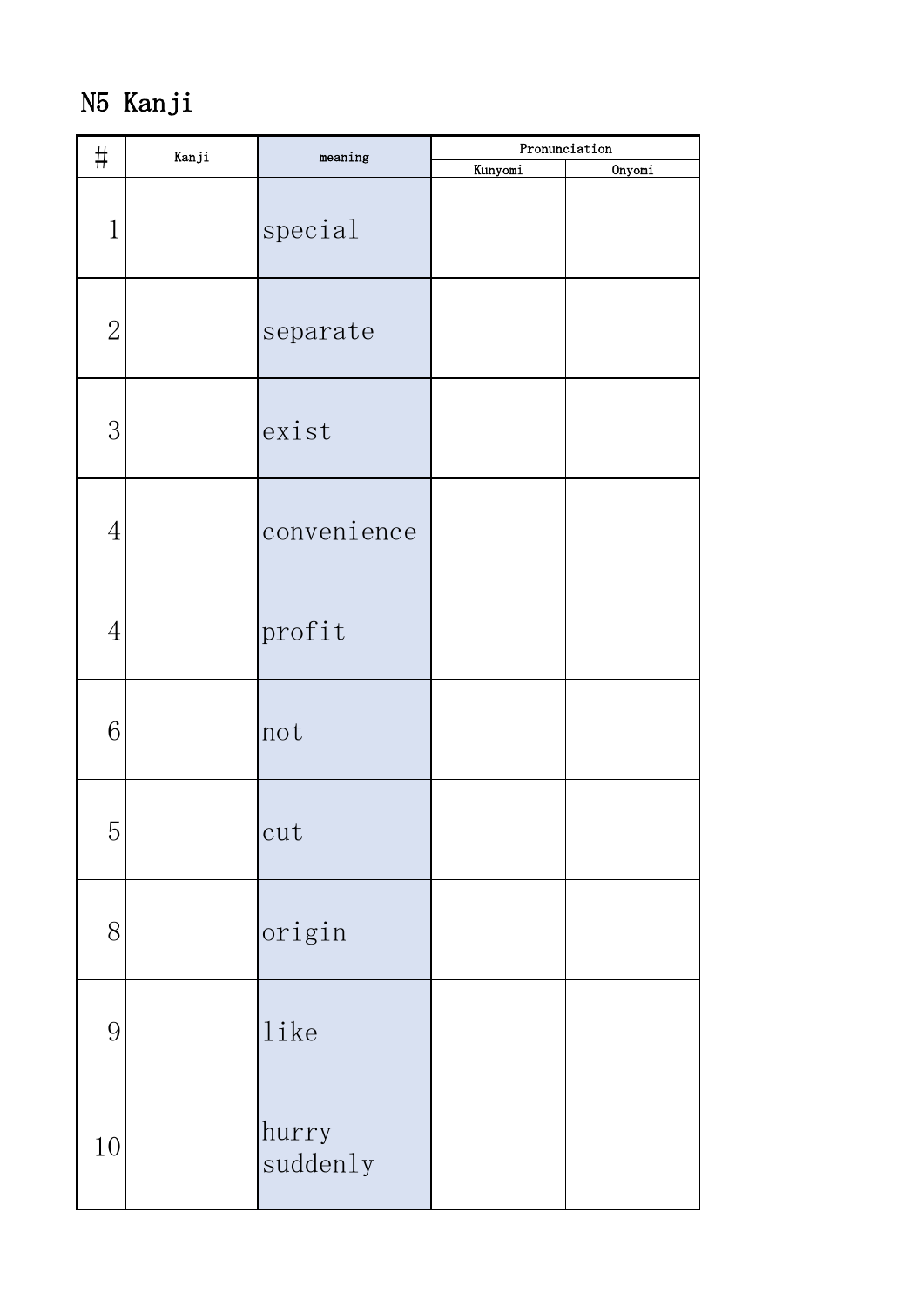# N5 Kanji

| # | Kanji | meaning | Pronunciation | |
|---|---|---|---|---|
| | | | Kunyomi | Onyomi |
| 1 | | special | | |
| 2 | | separate | | |
| 3 | | exist | | |
| 4 | | convenience | | |
| 4 | | profit | | |
| 6 | | not | | |
| 5 | | cut | | |
| 8 | | origin | | |
| 9 | | like | | |
| 10 | | hurry suddenly | | |